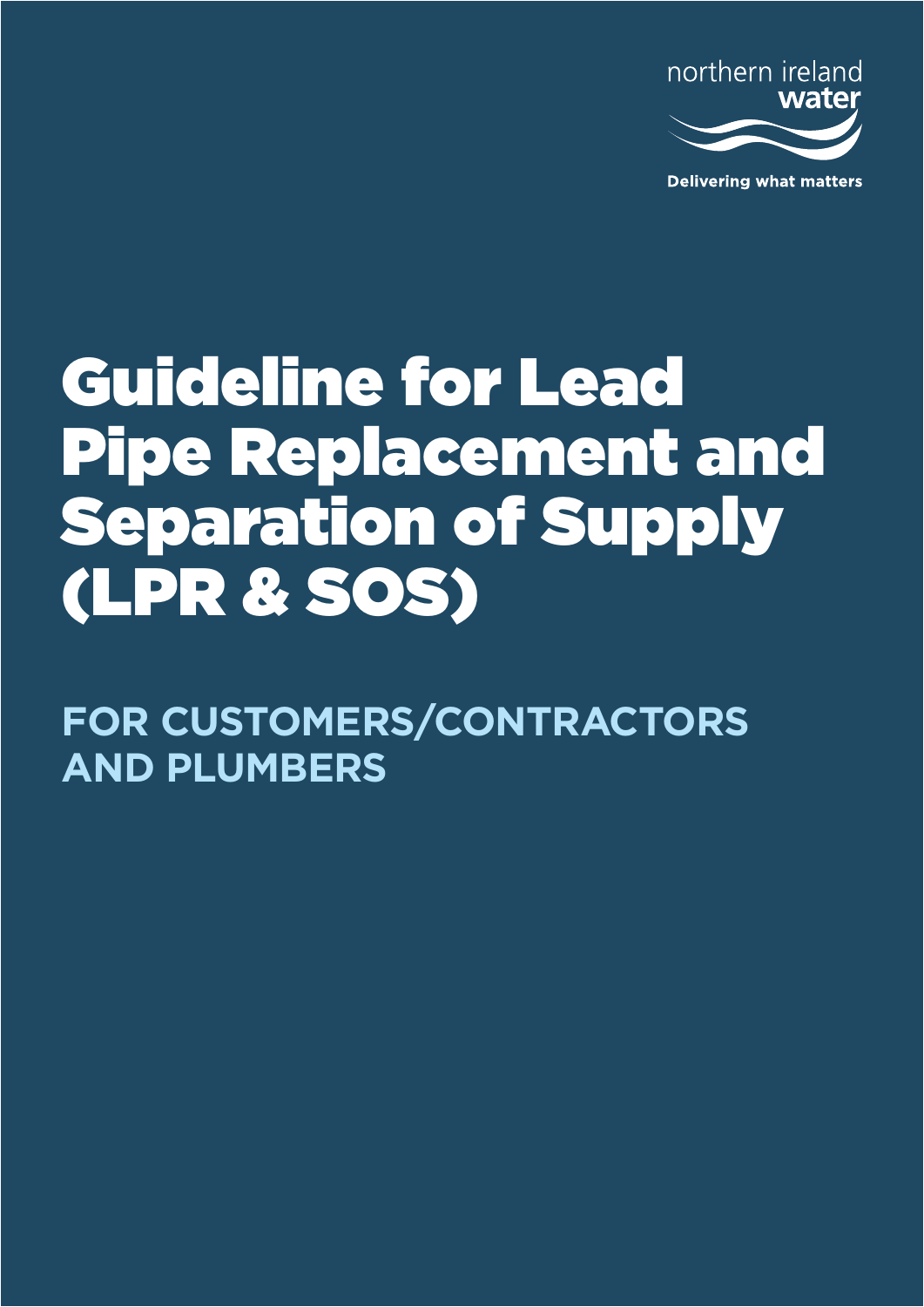northern ireland water

Delivering what matters

# Guideline for Lead Pipe Replacement and Separation of Supply (LPR & SOS)

## FOR CUSTOMERS/CONTRACTORS AND PLUMBERS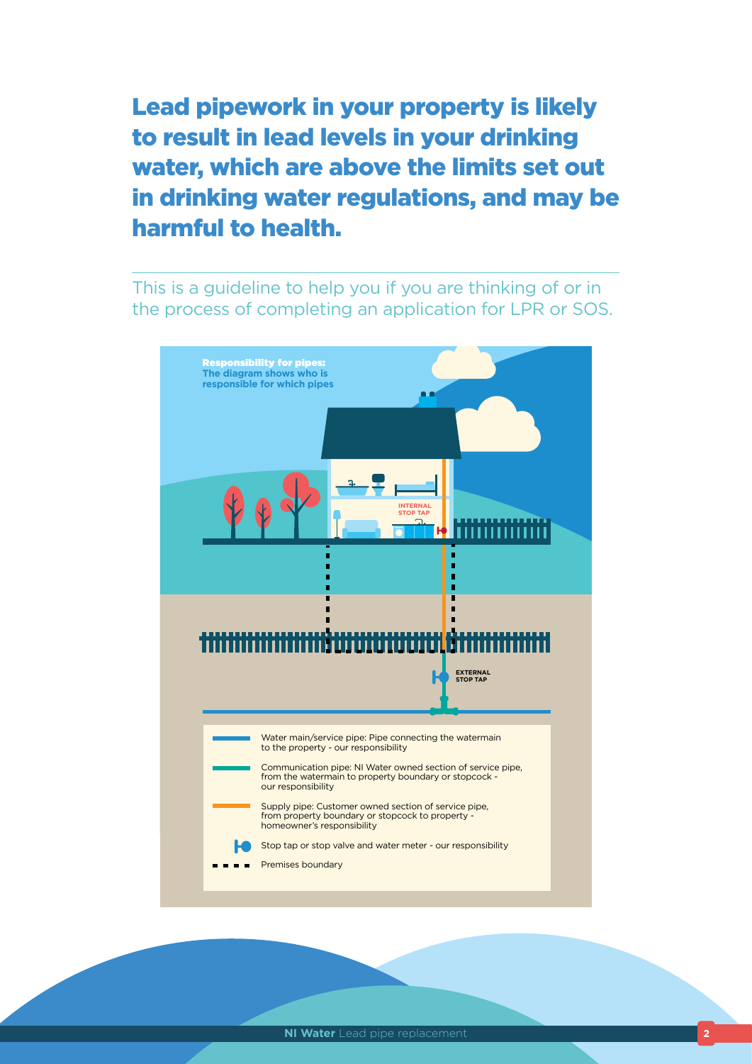# Lead pipework in your property is likely to result in lead levels in your drinking water, which are above the limits set out in drinking water regulations, and may be harmful to health.

This is a guideline to help you if you are thinking of or in the process of completing an application for LPR or SOS.

**Responsibility for pipes:**
**The diagram shows who is responsible for which pipes**

INTERNAL STOP TAP

EXTERNAL STOP TAP

- Water main/service pipe: Pipe connecting the watermain to the property - our responsibility
- Communication pipe: NI Water owned section of service pipe, from the watermain to property boundary or stopcock - our responsibility
- Supply pipe: Customer owned section of service pipe, from property boundary or stopcock to property - homeowner's responsibility
- Stop tap or stop valve and water meter - our responsibility
- Premises boundary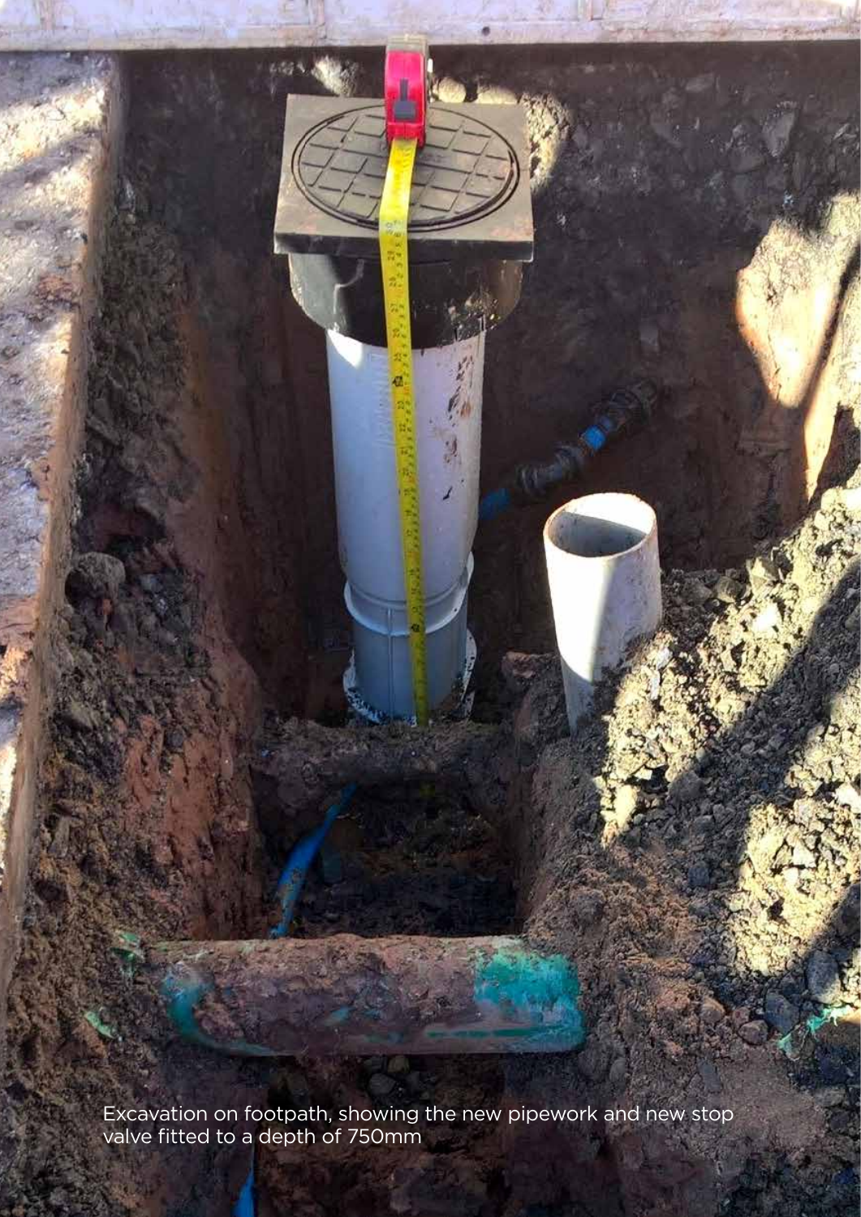Excavation on footpath, showing the new pipework and new stop valve fitted to a depth of 750mm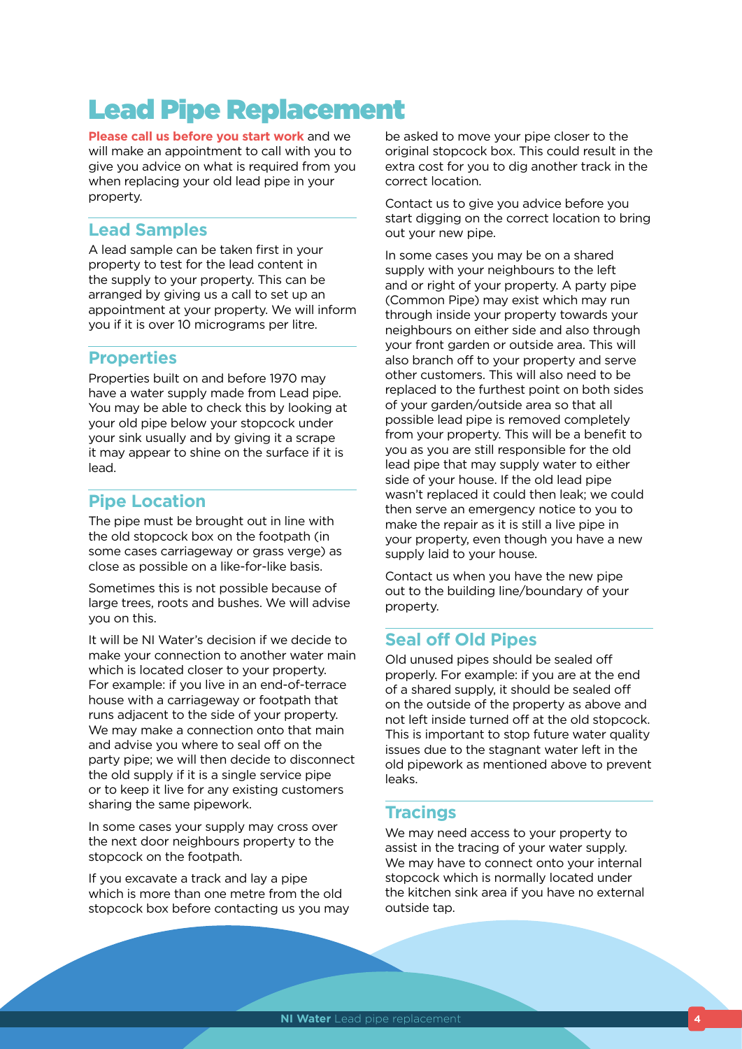# Lead Pipe Replacement

**Please call us before you start work** and we will make an appointment to call with you to give you advice on what is required from you when replacing your old lead pipe in your property.

## Lead Samples

A lead sample can be taken first in your property to test for the lead content in the supply to your property. This can be arranged by giving us a call to set up an appointment at your property. We will inform you if it is over 10 micrograms per litre.

## Properties

Properties built on and before 1970 may have a water supply made from Lead pipe. You may be able to check this by looking at your old pipe below your stopcock under your sink usually and by giving it a scrape it may appear to shine on the surface if it is lead.

## Pipe Location

The pipe must be brought out in line with the old stopcock box on the footpath (in some cases carriageway or grass verge) as close as possible on a like-for-like basis.

Sometimes this is not possible because of large trees, roots and bushes. We will advise you on this.

It will be NI Water's decision if we decide to make your connection to another water main which is located closer to your property. For example: if you live in an end-of-terrace house with a carriageway or footpath that runs adjacent to the side of your property. We may make a connection onto that main and advise you where to seal off on the party pipe; we will then decide to disconnect the old supply if it is a single service pipe or to keep it live for any existing customers sharing the same pipework.

In some cases your supply may cross over the next door neighbours property to the stopcock on the footpath.

If you excavate a track and lay a pipe which is more than one metre from the old stopcock box before contacting us you may be asked to move your pipe closer to the original stopcock box. This could result in the extra cost for you to dig another track in the correct location.

Contact us to give you advice before you start digging on the correct location to bring out your new pipe.

In some cases you may be on a shared supply with your neighbours to the left and or right of your property. A party pipe (Common Pipe) may exist which may run through inside your property towards your neighbours on either side and also through your front garden or outside area. This will also branch off to your property and serve other customers. This will also need to be replaced to the furthest point on both sides of your garden/outside area so that all possible lead pipe is removed completely from your property. This will be a benefit to you as you are still responsible for the old lead pipe that may supply water to either side of your house. If the old lead pipe wasn't replaced it could then leak; we could then serve an emergency notice to you to make the repair as it is still a live pipe in your property, even though you have a new supply laid to your house.

Contact us when you have the new pipe out to the building line/boundary of your property.

## Seal off Old Pipes

Old unused pipes should be sealed off properly. For example: if you are at the end of a shared supply, it should be sealed off on the outside of the property as above and not left inside turned off at the old stopcock. This is important to stop future water quality issues due to the stagnant water left in the old pipework as mentioned above to prevent leaks.

## Tracings

We may need access to your property to assist in the tracing of your water supply. We may have to connect onto your internal stopcock which is normally located under the kitchen sink area if you have no external outside tap.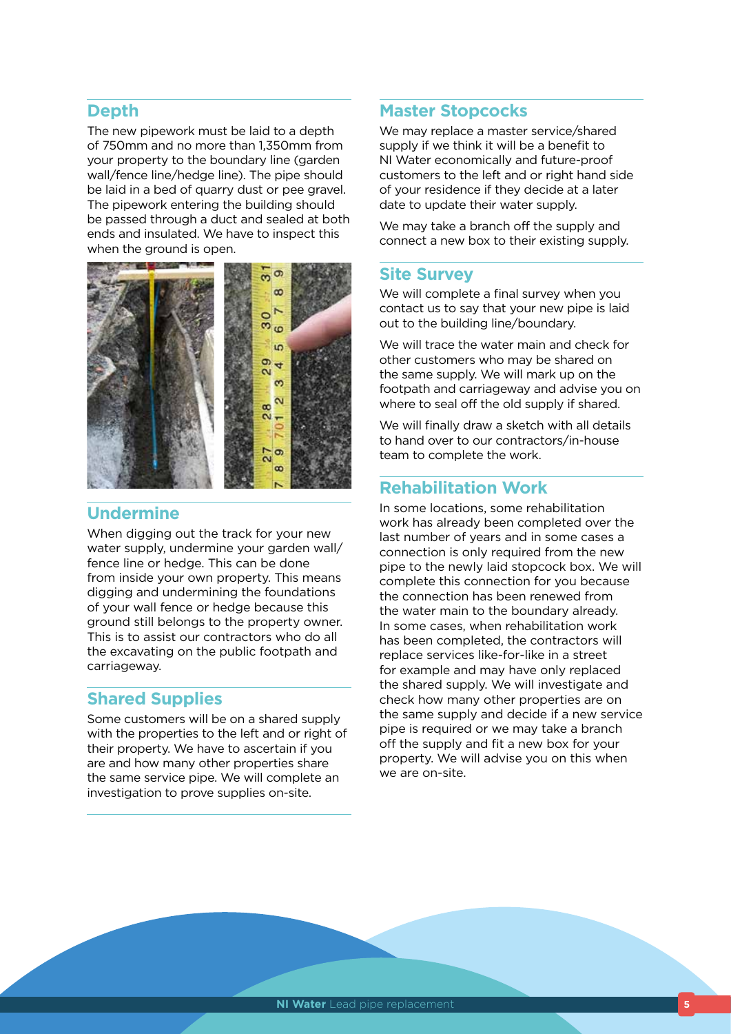## Depth

The new pipework must be laid to a depth of 750mm and no more than 1,350mm from your property to the boundary line (garden wall/fence line/hedge line). The pipe should be laid in a bed of quarry dust or pee gravel. The pipework entering the building should be passed through a duct and sealed at both ends and insulated. We have to inspect this when the ground is open.

## Undermine

When digging out the track for your new water supply, undermine your garden wall/ fence line or hedge. This can be done from inside your own property. This means digging and undermining the foundations of your wall fence or hedge because this ground still belongs to the property owner. This is to assist our contractors who do all the excavating on the public footpath and carriageway.

## Shared Supplies

Some customers will be on a shared supply with the properties to the left and or right of their property. We have to ascertain if you are and how many other properties share the same service pipe. We will complete an investigation to prove supplies on-site.

## Master Stopcocks

We may replace a master service/shared supply if we think it will be a benefit to NI Water economically and future-proof customers to the left and or right hand side of your residence if they decide at a later date to update their water supply.

We may take a branch off the supply and connect a new box to their existing supply.

## Site Survey

We will complete a final survey when you contact us to say that your new pipe is laid out to the building line/boundary.

We will trace the water main and check for other customers who may be shared on the same supply. We will mark up on the footpath and carriageway and advise you on where to seal off the old supply if shared.

We will finally draw a sketch with all details to hand over to our contractors/in-house team to complete the work.

## Rehabilitation Work

In some locations, some rehabilitation work has already been completed over the last number of years and in some cases a connection is only required from the new pipe to the newly laid stopcock box. We will complete this connection for you because the connection has been renewed from the water main to the boundary already. In some cases, when rehabilitation work has been completed, the contractors will replace services like-for-like in a street for example and may have only replaced the shared supply. We will investigate and check how many other properties are on the same supply and decide if a new service pipe is required or we may take a branch off the supply and fit a new box for your property. We will advise you on this when we are on-site.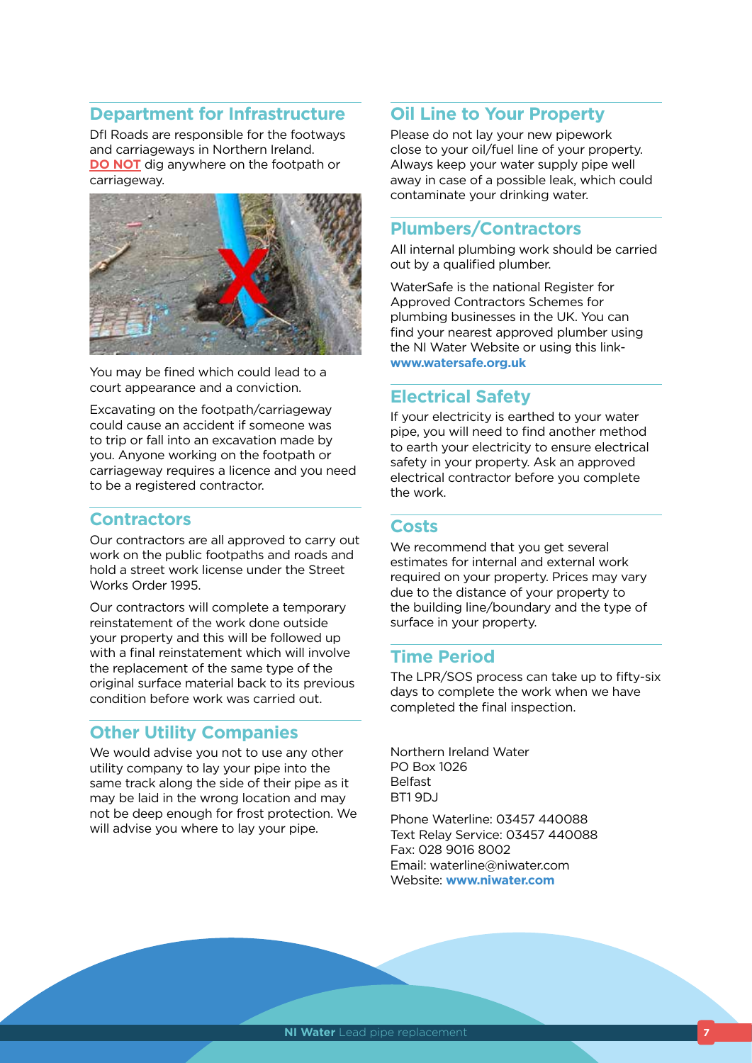## Department for Infrastructure

DfI Roads are responsible for the footways and carriageways in Northern Ireland. **DO NOT** dig anywhere on the footpath or carriageway.

You may be fined which could lead to a court appearance and a conviction.

Excavating on the footpath/carriageway could cause an accident if someone was to trip or fall into an excavation made by you. Anyone working on the footpath or carriageway requires a licence and you need to be a registered contractor.

## Contractors

Our contractors are all approved to carry out work on the public footpaths and roads and hold a street work license under the Street Works Order 1995.

Our contractors will complete a temporary reinstatement of the work done outside your property and this will be followed up with a final reinstatement which will involve the replacement of the same type of the original surface material back to its previous condition before work was carried out.

## Other Utility Companies

We would advise you not to use any other utility company to lay your pipe into the same track along the side of their pipe as it may be laid in the wrong location and may not be deep enough for frost protection. We will advise you where to lay your pipe.

## Oil Line to Your Property

Please do not lay your new pipework close to your oil/fuel line of your property. Always keep your water supply pipe well away in case of a possible leak, which could contaminate your drinking water.

## Plumbers/Contractors

All internal plumbing work should be carried out by a qualified plumber.

WaterSafe is the national Register for Approved Contractors Schemes for plumbing businesses in the UK. You can find your nearest approved plumber using the NI Water Website or using this link- **www.watersafe.org.uk**

## Electrical Safety

If your electricity is earthed to your water pipe, you will need to find another method to earth your electricity to ensure electrical safety in your property. Ask an approved electrical contractor before you complete the work.

## Costs

We recommend that you get several estimates for internal and external work required on your property. Prices may vary due to the distance of your property to the building line/boundary and the type of surface in your property.

## Time Period

The LPR/SOS process can take up to fifty-six days to complete the work when we have completed the final inspection.

Northern Ireland Water
PO Box 1026
Belfast
BT1 9DJ

Phone Waterline: 03457 440088
Text Relay Service: 03457 440088
Fax: 028 9016 8002
Email: waterline@niwater.com
Website: **www.niwater.com**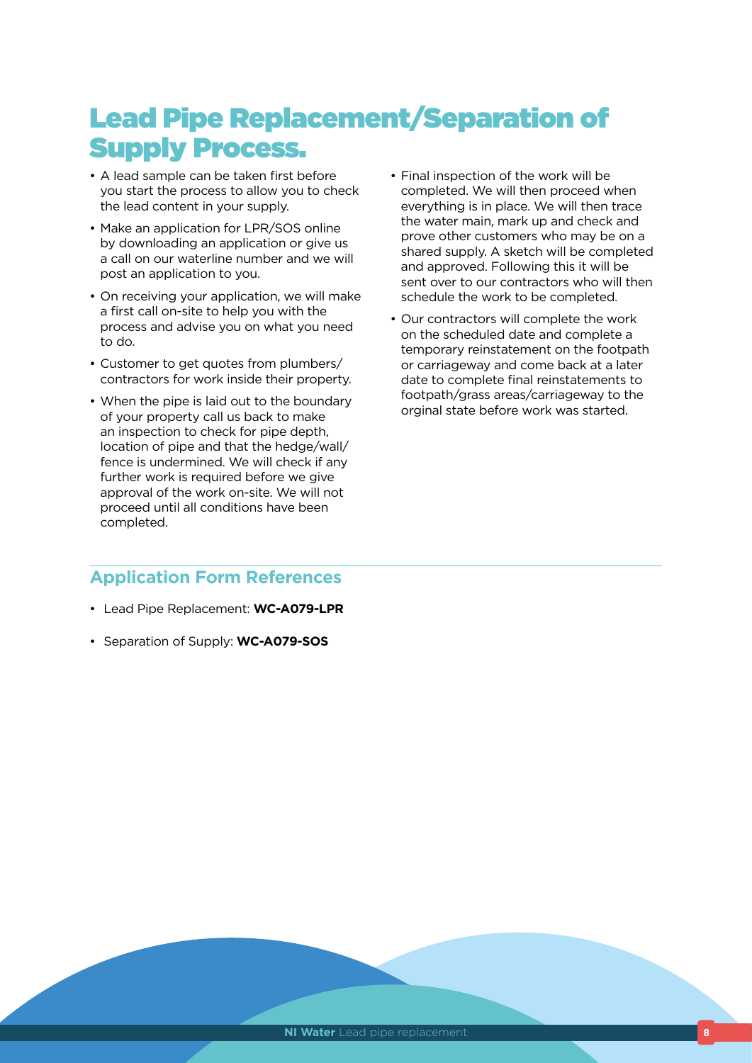# Lead Pipe Replacement/Separation of Supply Process.

- A lead sample can be taken first before you start the process to allow you to check the lead content in your supply.
- Make an application for LPR/SOS online by downloading an application or give us a call on our waterline number and we will post an application to you.
- On receiving your application, we will make a first call on-site to help you with the process and advise you on what you need to do.
- Customer to get quotes from plumbers/ contractors for work inside their property.
- When the pipe is laid out to the boundary of your property call us back to make an inspection to check for pipe depth, location of pipe and that the hedge/wall/ fence is undermined. We will check if any further work is required before we give approval of the work on-site. We will not proceed until all conditions have been completed.
- Final inspection of the work will be completed. We will then proceed when everything is in place. We will then trace the water main, mark up and check and prove other customers who may be on a shared supply. A sketch will be completed and approved. Following this it will be sent over to our contractors who will then schedule the work to be completed.
- Our contractors will complete the work on the scheduled date and complete a temporary reinstatement on the footpath or carriageway and come back at a later date to complete final reinstatements to footpath/grass areas/carriageway to the orginal state before work was started.

## Application Form References

- Lead Pipe Replacement: **WC-A079-LPR**
- Separation of Supply: **WC-A079-SOS**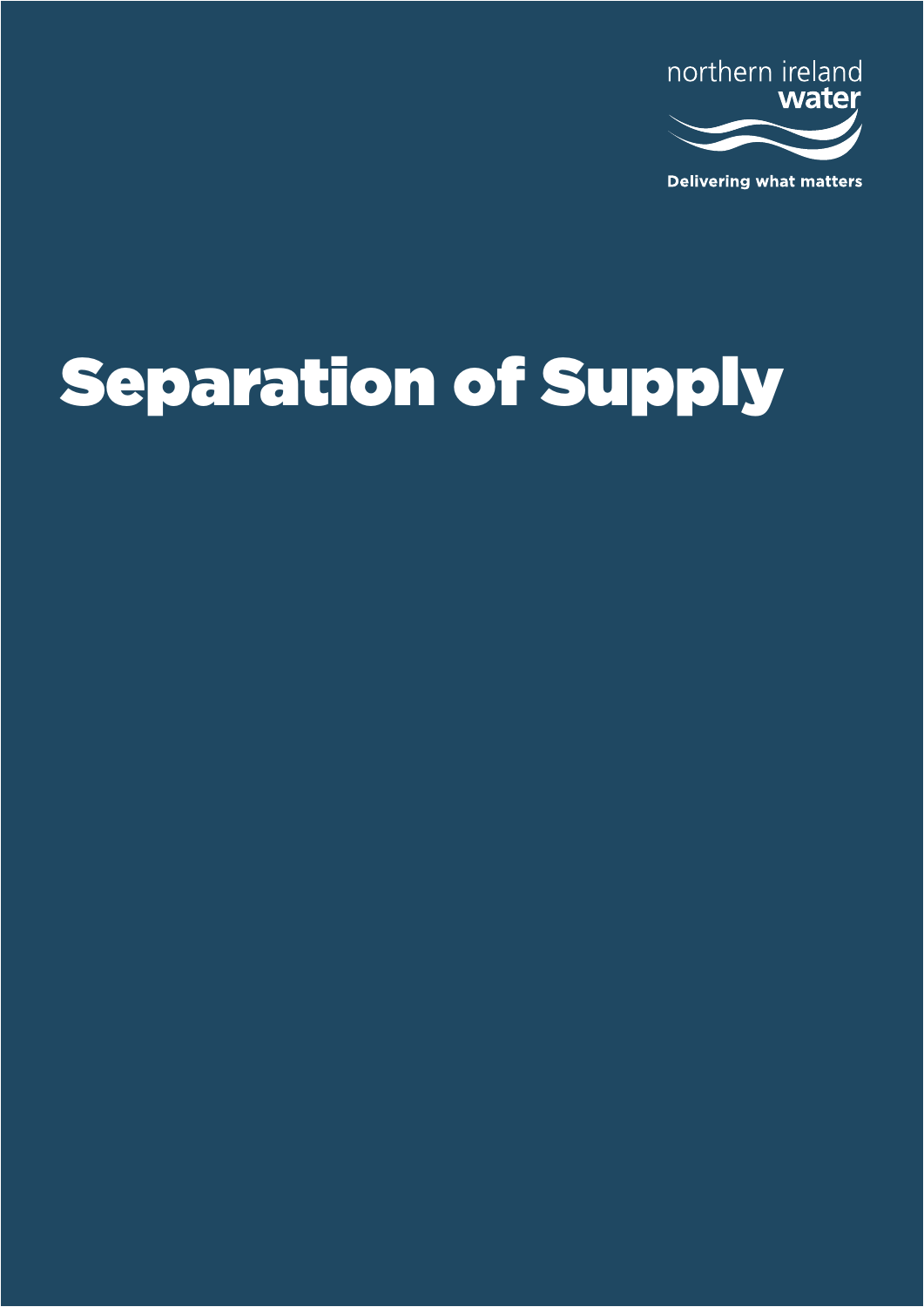northern ireland water

Delivering what matters

# Separation of Supply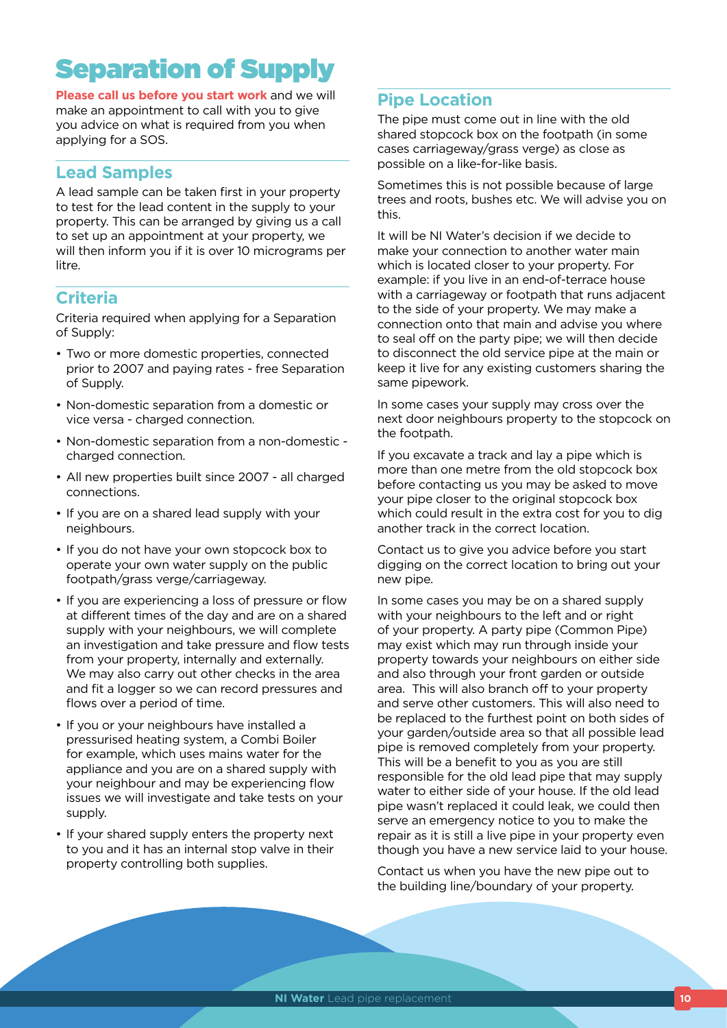# Separation of Supply

**Please call us before you start work** and we will make an appointment to call with you to give you advice on what is required from you when applying for a SOS.

## Lead Samples

A lead sample can be taken first in your property to test for the lead content in the supply to your property. This can be arranged by giving us a call to set up an appointment at your property, we will then inform you if it is over 10 micrograms per litre.

## Criteria

Criteria required when applying for a Separation of Supply:

- Two or more domestic properties, connected prior to 2007 and paying rates - free Separation of Supply.
- Non-domestic separation from a domestic or vice versa - charged connection.
- Non-domestic separation from a non-domestic - charged connection.
- All new properties built since 2007 - all charged connections.
- If you are on a shared lead supply with your neighbours.
- If you do not have your own stopcock box to operate your own water supply on the public footpath/grass verge/carriageway.
- If you are experiencing a loss of pressure or flow at different times of the day and are on a shared supply with your neighbours, we will complete an investigation and take pressure and flow tests from your property, internally and externally. We may also carry out other checks in the area and fit a logger so we can record pressures and flows over a period of time.
- If you or your neighbours have installed a pressurised heating system, a Combi Boiler for example, which uses mains water for the appliance and you are on a shared supply with your neighbour and may be experiencing flow issues we will investigate and take tests on your supply.
- If your shared supply enters the property next to you and it has an internal stop valve in their property controlling both supplies.

## Pipe Location

The pipe must come out in line with the old shared stopcock box on the footpath (in some cases carriageway/grass verge) as close as possible on a like-for-like basis.

Sometimes this is not possible because of large trees and roots, bushes etc. We will advise you on this.

It will be NI Water's decision if we decide to make your connection to another water main which is located closer to your property. For example: if you live in an end-of-terrace house with a carriageway or footpath that runs adjacent to the side of your property. We may make a connection onto that main and advise you where to seal off on the party pipe; we will then decide to disconnect the old service pipe at the main or keep it live for any existing customers sharing the same pipework.

In some cases your supply may cross over the next door neighbours property to the stopcock on the footpath.

If you excavate a track and lay a pipe which is more than one metre from the old stopcock box before contacting us you may be asked to move your pipe closer to the original stopcock box which could result in the extra cost for you to dig another track in the correct location.

Contact us to give you advice before you start digging on the correct location to bring out your new pipe.

In some cases you may be on a shared supply with your neighbours to the left and or right of your property. A party pipe (Common Pipe) may exist which may run through inside your property towards your neighbours on either side and also through your front garden or outside area. This will also branch off to your property and serve other customers. This will also need to be replaced to the furthest point on both sides of your garden/outside area so that all possible lead pipe is removed completely from your property. This will be a benefit to you as you are still responsible for the old lead pipe that may supply water to either side of your house. If the old lead pipe wasn't replaced it could leak, we could then serve an emergency notice to you to make the repair as it is still a live pipe in your property even though you have a new service laid to your house.

Contact us when you have the new pipe out to the building line/boundary of your property.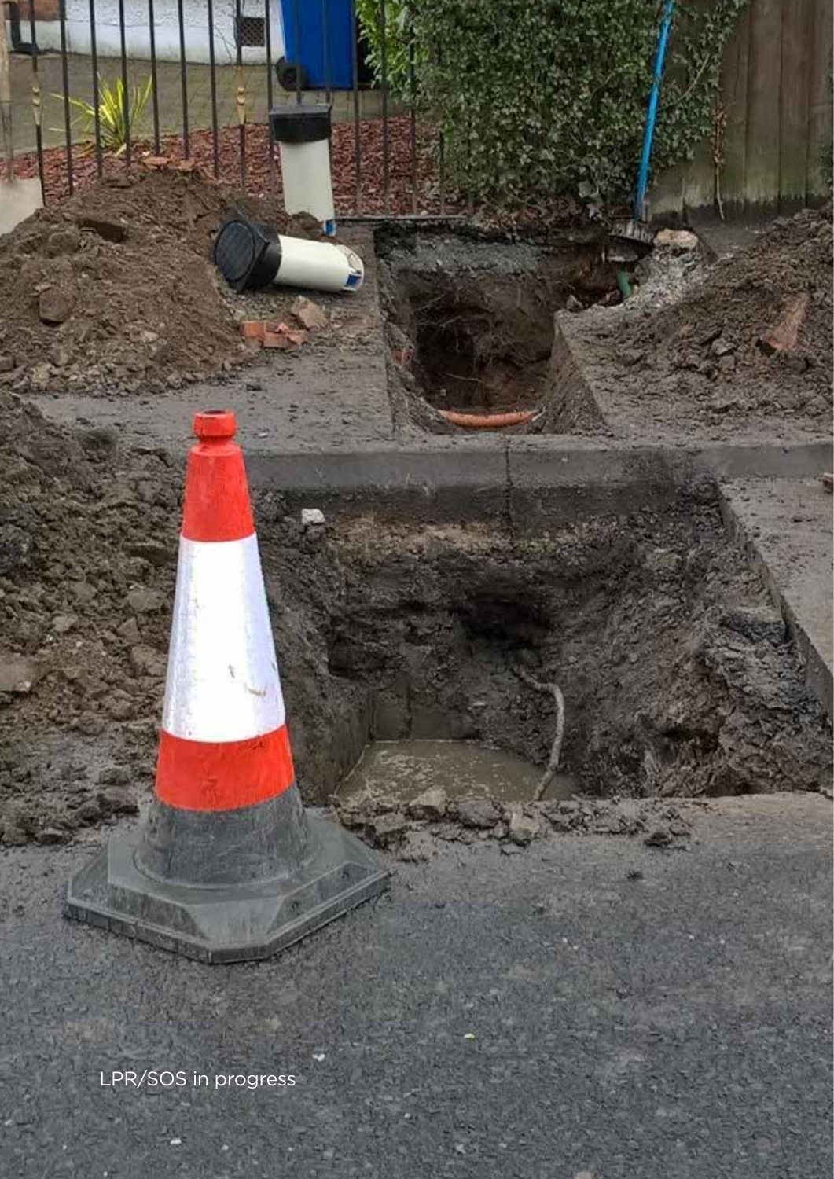LPR/SOS in progress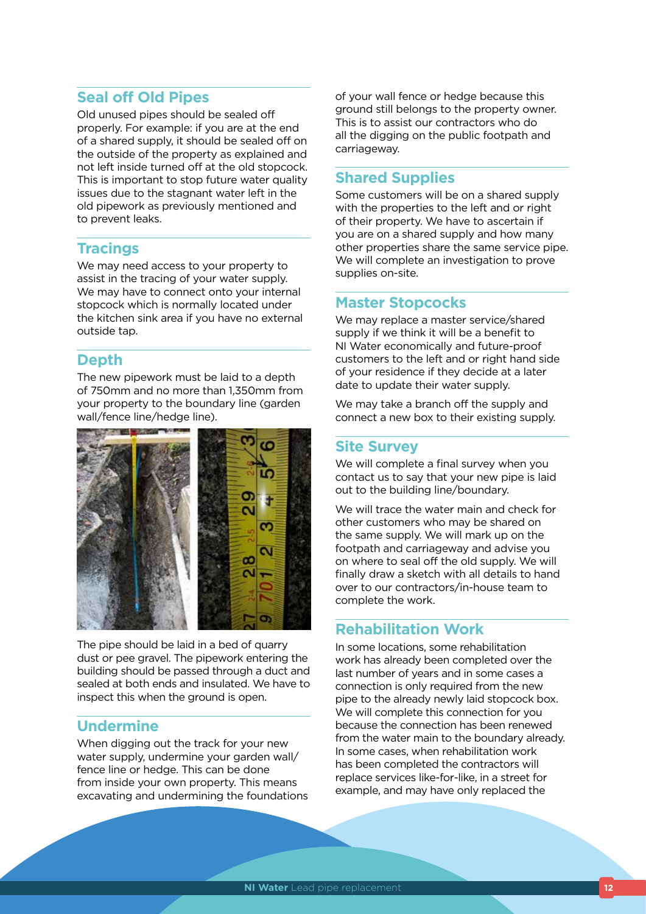## Seal off Old Pipes

Old unused pipes should be sealed off properly. For example: if you are at the end of a shared supply, it should be sealed off on the outside of the property as explained and not left inside turned off at the old stopcock. This is important to stop future water quality issues due to the stagnant water left in the old pipework as previously mentioned and to prevent leaks.

## Tracings

We may need access to your property to assist in the tracing of your water supply. We may have to connect onto your internal stopcock which is normally located under the kitchen sink area if you have no external outside tap.

## Depth

The new pipework must be laid to a depth of 750mm and no more than 1,350mm from your property to the boundary line (garden wall/fence line/hedge line).

The pipe should be laid in a bed of quarry dust or pee gravel. The pipework entering the building should be passed through a duct and sealed at both ends and insulated. We have to inspect this when the ground is open.

## Undermine

When digging out the track for your new water supply, undermine your garden wall/ fence line or hedge. This can be done from inside your own property. This means excavating and undermining the foundations of your wall fence or hedge because this ground still belongs to the property owner. This is to assist our contractors who do all the digging on the public footpath and carriageway.

## Shared Supplies

Some customers will be on a shared supply with the properties to the left and or right of their property. We have to ascertain if you are on a shared supply and how many other properties share the same service pipe. We will complete an investigation to prove supplies on-site.

## Master Stopcocks

We may replace a master service/shared supply if we think it will be a benefit to NI Water economically and future-proof customers to the left and or right hand side of your residence if they decide at a later date to update their water supply.

We may take a branch off the supply and connect a new box to their existing supply.

## Site Survey

We will complete a final survey when you contact us to say that your new pipe is laid out to the building line/boundary.

We will trace the water main and check for other customers who may be shared on the same supply. We will mark up on the footpath and carriageway and advise you on where to seal off the old supply. We will finally draw a sketch with all details to hand over to our contractors/in-house team to complete the work.

## Rehabilitation Work

In some locations, some rehabilitation work has already been completed over the last number of years and in some cases a connection is only required from the new pipe to the already newly laid stopcock box. We will complete this connection for you because the connection has been renewed from the water main to the boundary already. In some cases, when rehabilitation work has been completed the contractors will replace services like-for-like, in a street for example, and may have only replaced the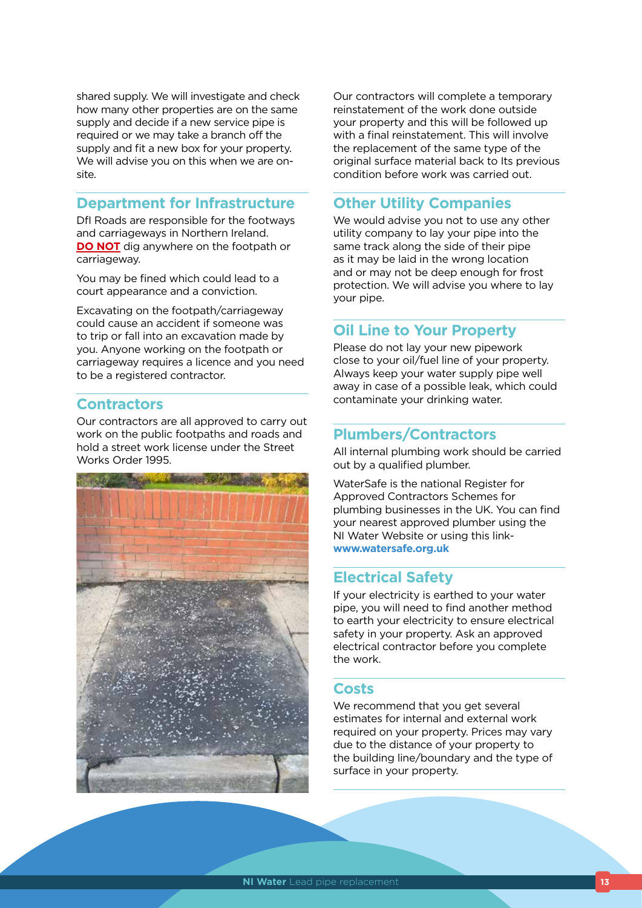shared supply. We will investigate and check how many other properties are on the same supply and decide if a new service pipe is required or we may take a branch off the supply and fit a new box for your property. We will advise you on this when we are on-site.

## Department for Infrastructure

DfI Roads are responsible for the footways and carriageways in Northern Ireland. **DO NOT** dig anywhere on the footpath or carriageway.

You may be fined which could lead to a court appearance and a conviction.

Excavating on the footpath/carriageway could cause an accident if someone was to trip or fall into an excavation made by you. Anyone working on the footpath or carriageway requires a licence and you need to be a registered contractor.

## Contractors

Our contractors are all approved to carry out work on the public footpaths and roads and hold a street work license under the Street Works Order 1995.

Our contractors will complete a temporary reinstatement of the work done outside your property and this will be followed up with a final reinstatement. This will involve the replacement of the same type of the original surface material back to Its previous condition before work was carried out.

## Other Utility Companies

We would advise you not to use any other utility company to lay your pipe into the same track along the side of their pipe as it may be laid in the wrong location and or may not be deep enough for frost protection. We will advise you where to lay your pipe.

## Oil Line to Your Property

Please do not lay your new pipework close to your oil/fuel line of your property. Always keep your water supply pipe well away in case of a possible leak, which could contaminate your drinking water.

## Plumbers/Contractors

All internal plumbing work should be carried out by a qualified plumber.

WaterSafe is the national Register for Approved Contractors Schemes for plumbing businesses in the UK. You can find your nearest approved plumber using the NI Water Website or using this link- **www.watersafe.org.uk**

## Electrical Safety

If your electricity is earthed to your water pipe, you will need to find another method to earth your electricity to ensure electrical safety in your property. Ask an approved electrical contractor before you complete the work.

## Costs

We recommend that you get several estimates for internal and external work required on your property. Prices may vary due to the distance of your property to the building line/boundary and the type of surface in your property.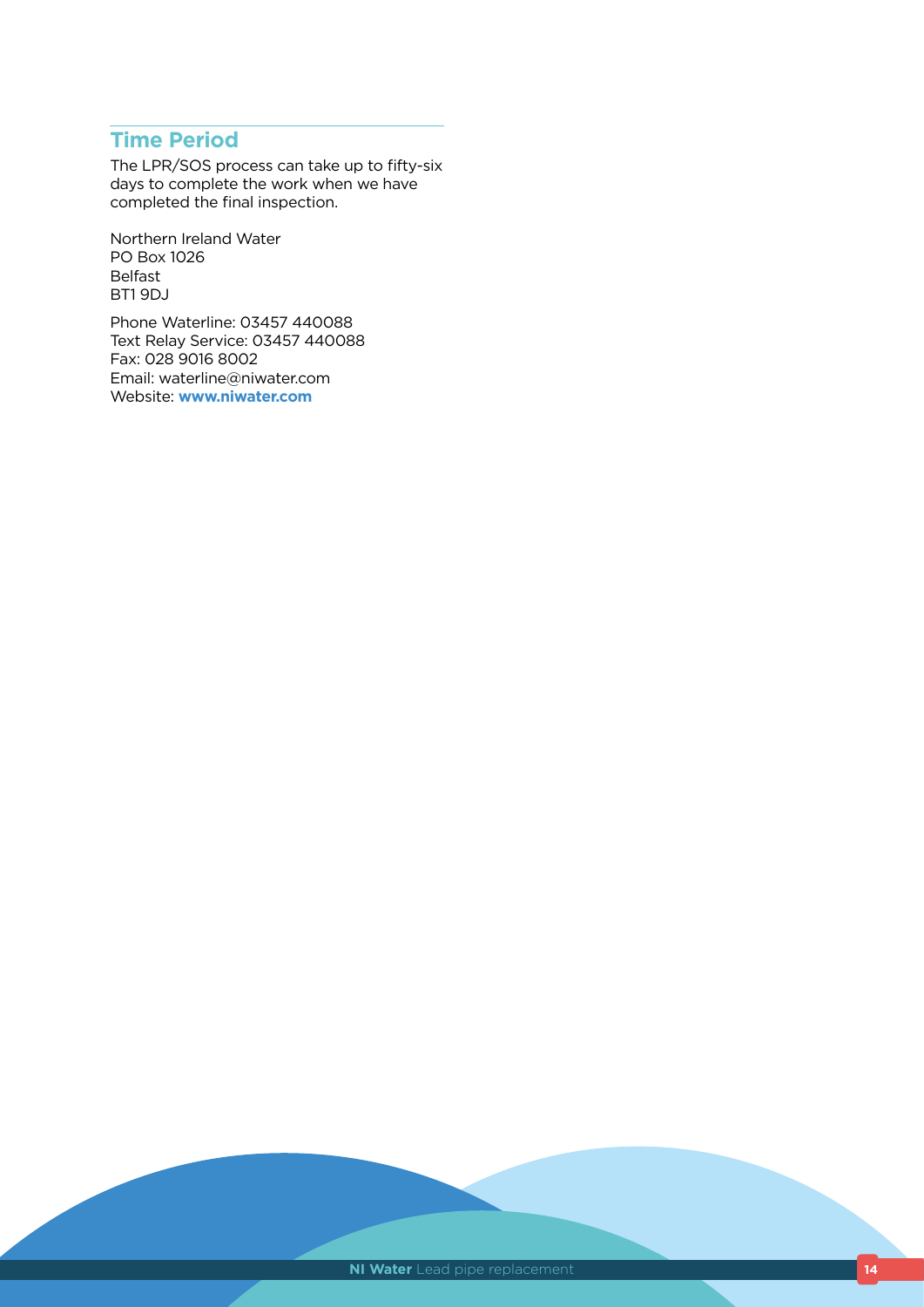## Time Period

The LPR/SOS process can take up to fifty-six days to complete the work when we have completed the final inspection.

Northern Ireland Water
PO Box 1026
Belfast
BT1 9DJ

Phone Waterline: 03457 440088
Text Relay Service: 03457 440088
Fax: 028 9016 8002
Email: waterline@niwater.com
Website: **www.niwater.com**